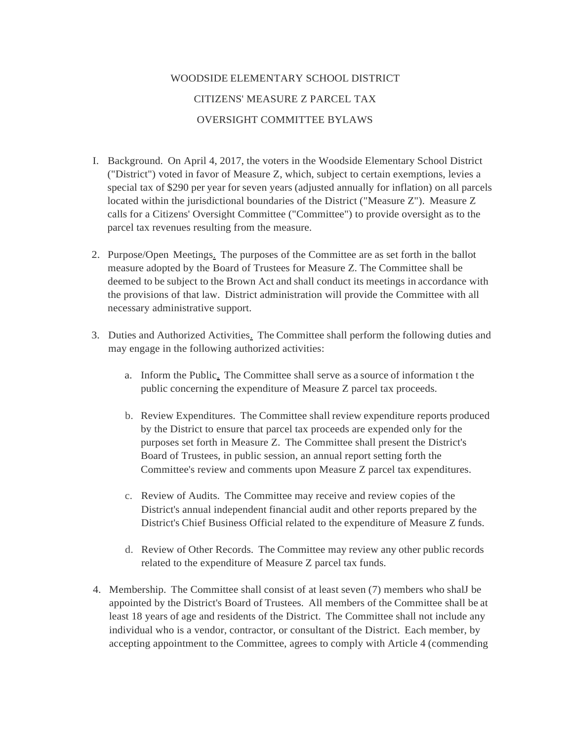WOODSIDE ELEMENTARY SCHOOL DISTRICT

CITIZENS' MEASURE Z PARCEL TAX

OVERSIGHT COMMITTEE BYLAWS

I. Background. On April 4, 2017, the voters in the Woodside Elementary School District ("District") voted in favor of Measure Z, which, subject to certain exemptions, levies a special tax of $290 per year for seven years (adjusted annually for inflation) on all parcels located within the jurisdictional boundaries of the District ("Measure Z"). Measure Z calls for a Citizens' Oversight Committee ("Committee") to provide oversight as to the parcel tax revenues resulting from the measure.

2. Purpose/Open Meetings. The purposes of the Committee are as set forth in the ballot measure adopted by the Board of Trustees for Measure Z. The Committee shall be deemed to be subject to the Brown Act and shall conduct its meetings in accordance with the provisions of that law. District administration will provide the Committee with all necessary administrative support.

3. Duties and Authorized Activities. The Committee shall perform the following duties and may engage in the following authorized activities:

   a. Inform the Public. The Committee shall serve as a source of information t the public concerning the expenditure of Measure Z parcel tax proceeds.

   b. Review Expenditures. The Committee shall review expenditure reports produced by the District to ensure that parcel tax proceeds are expended only for the purposes set forth in Measure Z. The Committee shall present the District's Board of Trustees, in public session, an annual report setting forth the Committee's review and comments upon Measure Z parcel tax expenditures.

   c. Review of Audits. The Committee may receive and review copies of the District's annual independent financial audit and other reports prepared by the District's Chief Business Official related to the expenditure of Measure Z funds.

   d. Review of Other Records. The Committee may review any other public records related to the expenditure of Measure Z parcel tax funds.

4. Membership. The Committee shall consist of at least seven (7) members who shalJ be appointed by the District's Board of Trustees. All members of the Committee shall be at least 18 years of age and residents of the District. The Committee shall not include any individual who is a vendor, contractor, or consultant of the District. Each member, by accepting appointment to the Committee, agrees to comply with Article 4 (commending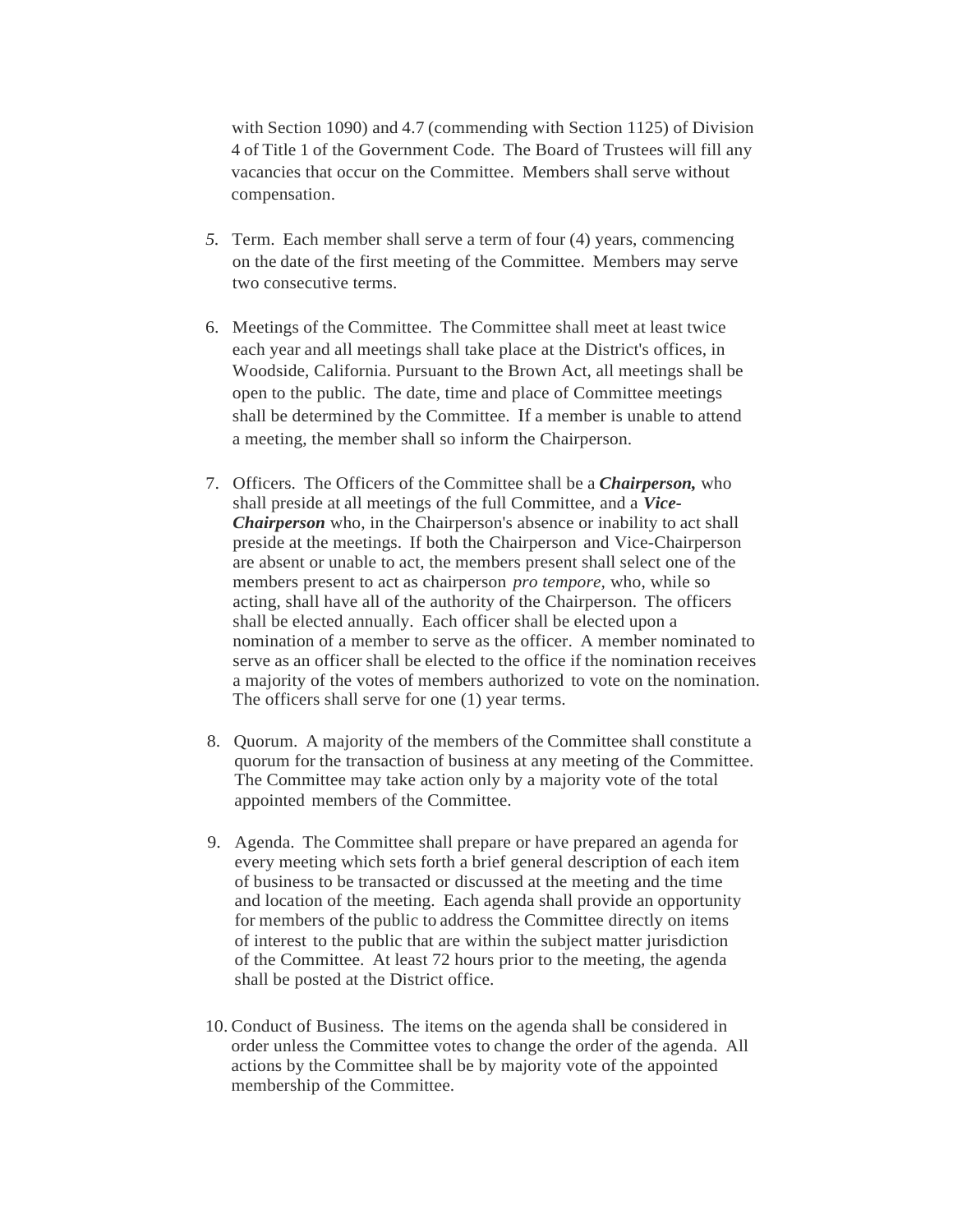with Section 1090) and 4.7 (commending with Section 1125) of Division 4 of Title 1 of the Government Code. The Board of Trustees will fill any vacancies that occur on the Committee. Members shall serve without compensation.

5. Term. Each member shall serve a term of four (4) years, commencing on the date of the first meeting of the Committee. Members may serve two consecutive terms.

6. Meetings of the Committee. The Committee shall meet at least twice each year and all meetings shall take place at the District's offices, in Woodside, California. Pursuant to the Brown Act, all meetings shall be open to the public. The date, time and place of Committee meetings shall be determined by the Committee. If a member is unable to attend a meeting, the member shall so inform the Chairperson.

7. Officers. The Officers of the Committee shall be a ***Chairperson,*** who shall preside at all meetings of the full Committee, and a ***Vice-Chairperson*** who, in the Chairperson's absence or inability to act shall preside at the meetings. If both the Chairperson and Vice-Chairperson are absent or unable to act, the members present shall select one of the members present to act as chairperson *pro tempore,* who, while so acting, shall have all of the authority of the Chairperson. The officers shall be elected annually. Each officer shall be elected upon a nomination of a member to serve as the officer. A member nominated to serve as an officer shall be elected to the office if the nomination receives a majority of the votes of members authorized to vote on the nomination. The officers shall serve for one (1) year terms.

8. Quorum. A majority of the members of the Committee shall constitute a quorum for the transaction of business at any meeting of the Committee. The Committee may take action only by a majority vote of the total appointed members of the Committee.

9. Agenda. The Committee shall prepare or have prepared an agenda for every meeting which sets forth a brief general description of each item of business to be transacted or discussed at the meeting and the time and location of the meeting. Each agenda shall provide an opportunity for members of the public to address the Committee directly on items of interest to the public that are within the subject matter jurisdiction of the Committee. At least 72 hours prior to the meeting, the agenda shall be posted at the District office.

10. Conduct of Business. The items on the agenda shall be considered in order unless the Committee votes to change the order of the agenda. All actions by the Committee shall be by majority vote of the appointed membership of the Committee.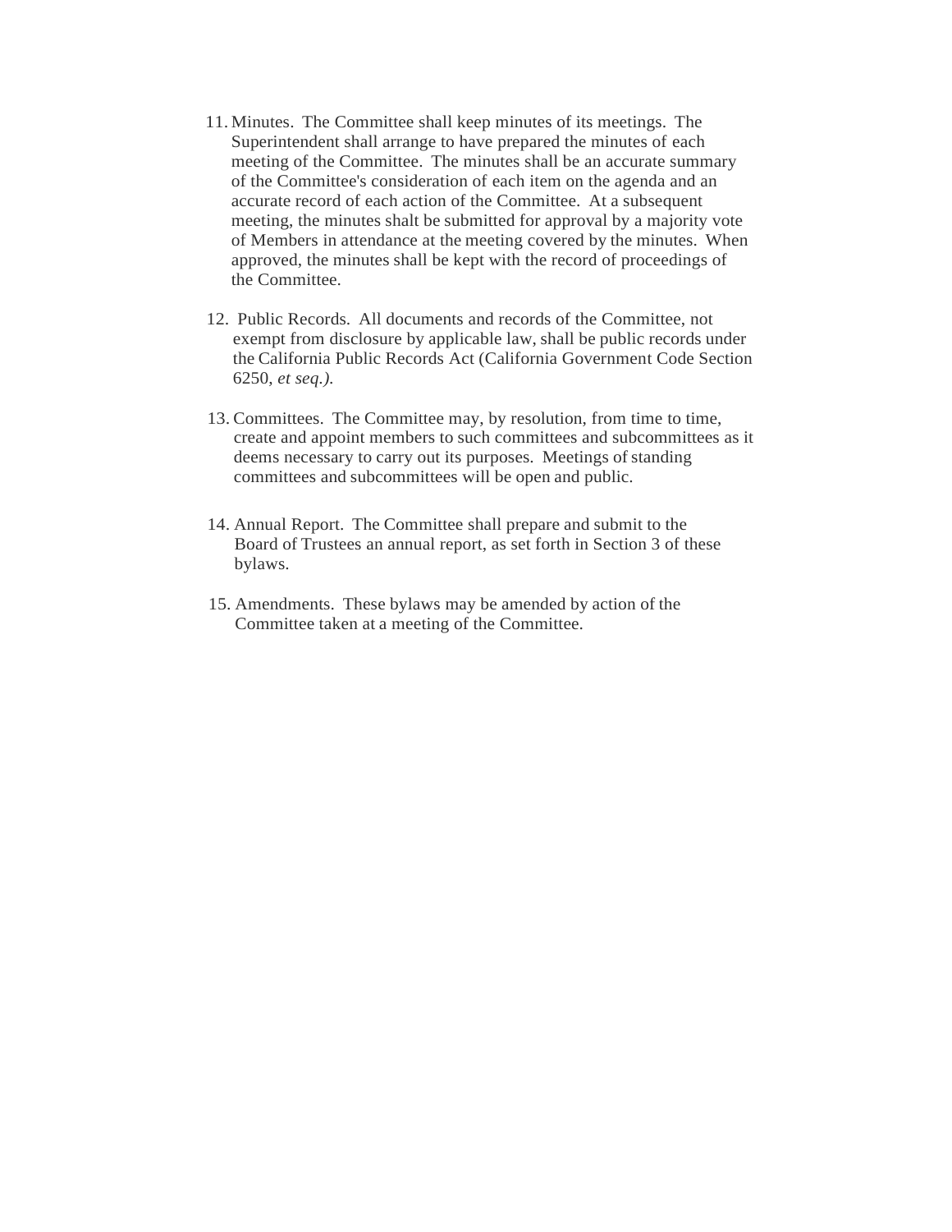11. Minutes. The Committee shall keep minutes of its meetings. The Superintendent shall arrange to have prepared the minutes of each meeting of the Committee. The minutes shall be an accurate summary of the Committee's consideration of each item on the agenda and an accurate record of each action of the Committee. At a subsequent meeting, the minutes shalt be submitted for approval by a majority vote of Members in attendance at the meeting covered by the minutes. When approved, the minutes shall be kept with the record of proceedings of the Committee.

12. Public Records. All documents and records of the Committee, not exempt from disclosure by applicable law, shall be public records under the California Public Records Act (California Government Code Section 6250, *et seq.)*.

13. Committees. The Committee may, by resolution, from time to time, create and appoint members to such committees and subcommittees as it deems necessary to carry out its purposes. Meetings of standing committees and subcommittees will be open and public.

14. Annual Report. The Committee shall prepare and submit to the Board of Trustees an annual report, as set forth in Section 3 of these bylaws.

15. Amendments. These bylaws may be amended by action of the Committee taken at a meeting of the Committee.